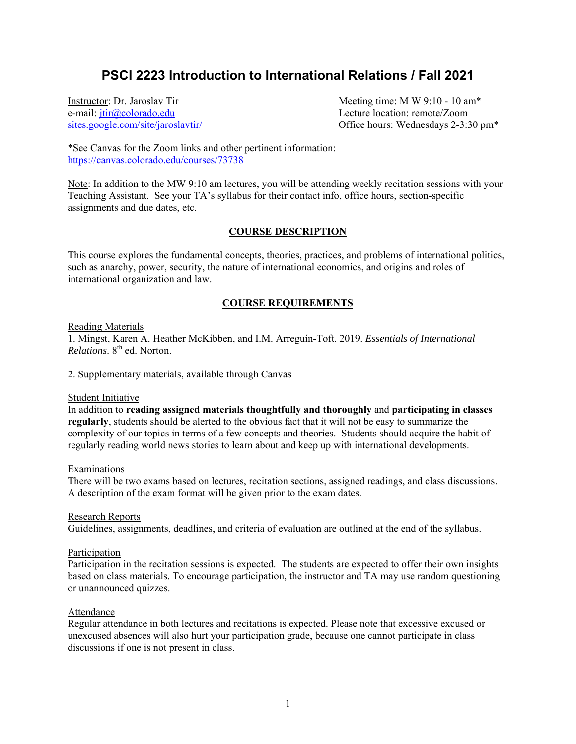# PSCI 2223 Introduction to International Relations / Fall 2021

Instructor: Dr. Jaroslav Tir
e-mail: jtir@colorado.edu
sites.google.com/site/jaroslavtir/

Meeting time: M W 9:10 - 10 am*
Lecture location: remote/Zoom
Office hours: Wednesdays 2-3:30 pm*

*See Canvas for the Zoom links and other pertinent information:
https://canvas.colorado.edu/courses/73738

Note: In addition to the MW 9:10 am lectures, you will be attending weekly recitation sessions with your Teaching Assistant. See your TA's syllabus for their contact info, office hours, section-specific assignments and due dates, etc.

## COURSE DESCRIPTION

This course explores the fundamental concepts, theories, practices, and problems of international politics, such as anarchy, power, security, the nature of international economics, and origins and roles of international organization and law.

## COURSE REQUIREMENTS

Reading Materials

1. Mingst, Karen A. Heather McKibben, and I.M. Arreguín-Toft. 2019. *Essentials of International Relations*. 8th ed. Norton.

2. Supplementary materials, available through Canvas

Student Initiative

In addition to **reading assigned materials thoughtfully and thoroughly** and **participating in classes regularly**, students should be alerted to the obvious fact that it will not be easy to summarize the complexity of our topics in terms of a few concepts and theories. Students should acquire the habit of regularly reading world news stories to learn about and keep up with international developments.

Examinations

There will be two exams based on lectures, recitation sections, assigned readings, and class discussions. A description of the exam format will be given prior to the exam dates.

Research Reports

Guidelines, assignments, deadlines, and criteria of evaluation are outlined at the end of the syllabus.

Participation

Participation in the recitation sessions is expected. The students are expected to offer their own insights based on class materials. To encourage participation, the instructor and TA may use random questioning or unannounced quizzes.

Attendance

Regular attendance in both lectures and recitations is expected. Please note that excessive excused or unexcused absences will also hurt your participation grade, because one cannot participate in class discussions if one is not present in class.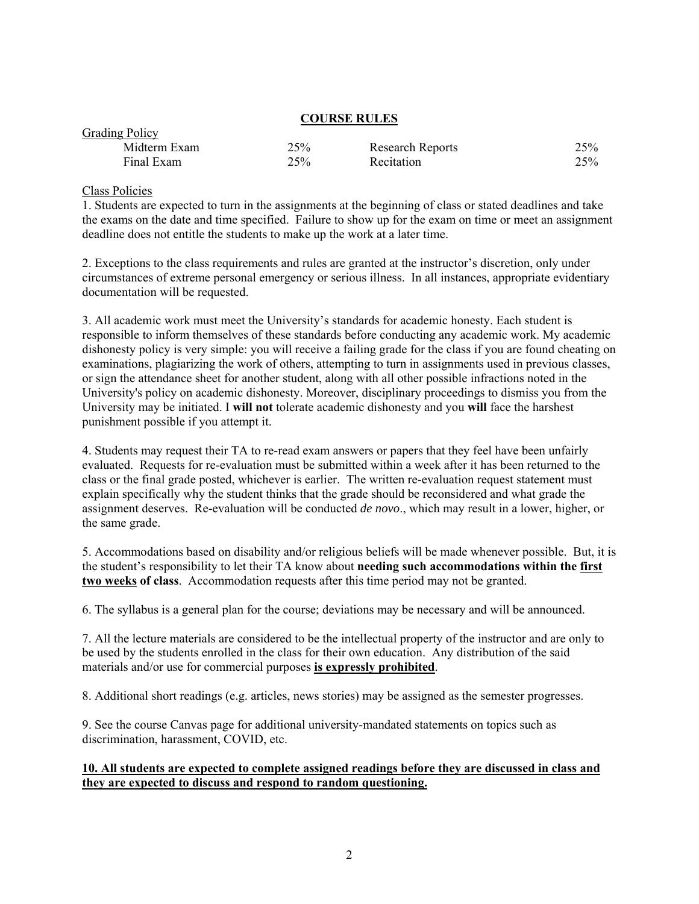## COURSE RULES

Grading Policy

| | | | |
|---|---|---|---|
| Midterm Exam | 25% | Research Reports | 25% |
| Final Exam | 25% | Recitation | 25% |

Class Policies

1. Students are expected to turn in the assignments at the beginning of class or stated deadlines and take the exams on the date and time specified. Failure to show up for the exam on time or meet an assignment deadline does not entitle the students to make up the work at a later time.

2. Exceptions to the class requirements and rules are granted at the instructor's discretion, only under circumstances of extreme personal emergency or serious illness. In all instances, appropriate evidentiary documentation will be requested.

3. All academic work must meet the University's standards for academic honesty. Each student is responsible to inform themselves of these standards before conducting any academic work. My academic dishonesty policy is very simple: you will receive a failing grade for the class if you are found cheating on examinations, plagiarizing the work of others, attempting to turn in assignments used in previous classes, or sign the attendance sheet for another student, along with all other possible infractions noted in the University's policy on academic dishonesty. Moreover, disciplinary proceedings to dismiss you from the University may be initiated. I **will not** tolerate academic dishonesty and you **will** face the harshest punishment possible if you attempt it.

4. Students may request their TA to re-read exam answers or papers that they feel have been unfairly evaluated. Requests for re-evaluation must be submitted within a week after it has been returned to the class or the final grade posted, whichever is earlier. The written re-evaluation request statement must explain specifically why the student thinks that the grade should be reconsidered and what grade the assignment deserves. Re-evaluation will be conducted *de novo*., which may result in a lower, higher, or the same grade.

5. Accommodations based on disability and/or religious beliefs will be made whenever possible. But, it is the student's responsibility to let their TA know about **needing such accommodations within the first two weeks of class**. Accommodation requests after this time period may not be granted.

6. The syllabus is a general plan for the course; deviations may be necessary and will be announced.

7. All the lecture materials are considered to be the intellectual property of the instructor and are only to be used by the students enrolled in the class for their own education. Any distribution of the said materials and/or use for commercial purposes **is expressly prohibited**.

8. Additional short readings (e.g. articles, news stories) may be assigned as the semester progresses.

9. See the course Canvas page for additional university-mandated statements on topics such as discrimination, harassment, COVID, etc.

**10. All students are expected to complete assigned readings before they are discussed in class and they are expected to discuss and respond to random questioning.**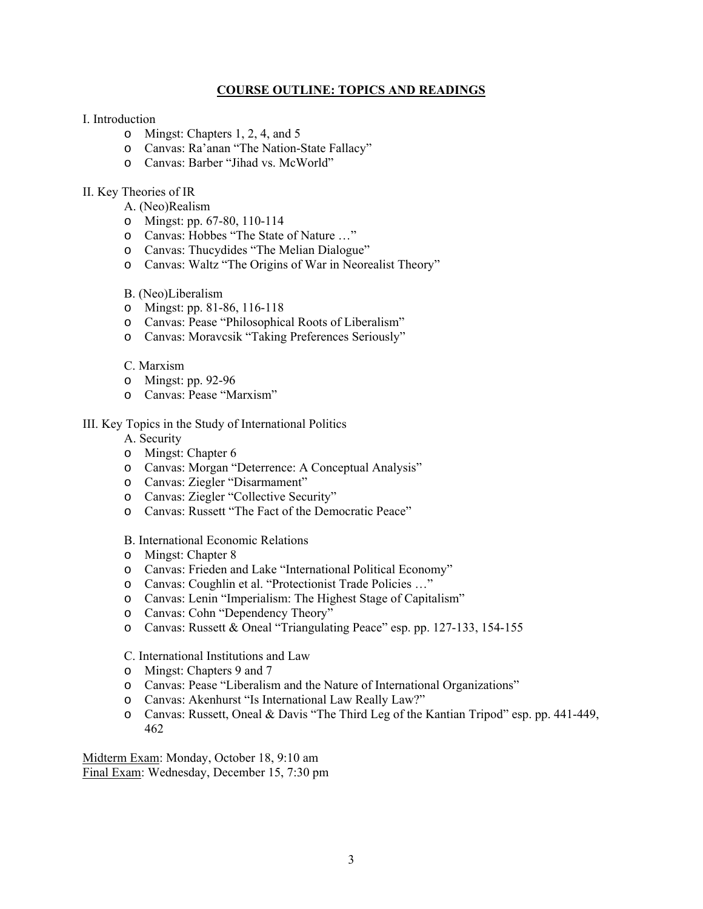## COURSE OUTLINE: TOPICS AND READINGS

I. Introduction

- Mingst: Chapters 1, 2, 4, and 5
- Canvas: Ra'anan "The Nation-State Fallacy"
- Canvas: Barber "Jihad vs. McWorld"

II. Key Theories of IR

A. (Neo)Realism

- Mingst: pp. 67-80, 110-114
- Canvas: Hobbes "The State of Nature …"
- Canvas: Thucydides "The Melian Dialogue"
- Canvas: Waltz "The Origins of War in Neorealist Theory"

B. (Neo)Liberalism

- Mingst: pp. 81-86, 116-118
- Canvas: Pease "Philosophical Roots of Liberalism"
- Canvas: Moravcsik "Taking Preferences Seriously"

C. Marxism

- Mingst: pp. 92-96
- Canvas: Pease "Marxism"

III. Key Topics in the Study of International Politics

A. Security

- Mingst: Chapter 6
- Canvas: Morgan "Deterrence: A Conceptual Analysis"
- Canvas: Ziegler "Disarmament"
- Canvas: Ziegler "Collective Security"
- Canvas: Russett "The Fact of the Democratic Peace"

B. International Economic Relations

- Mingst: Chapter 8
- Canvas: Frieden and Lake "International Political Economy"
- Canvas: Coughlin et al. "Protectionist Trade Policies …"
- Canvas: Lenin "Imperialism: The Highest Stage of Capitalism"
- Canvas: Cohn "Dependency Theory"
- Canvas: Russett & Oneal "Triangulating Peace" esp. pp. 127-133, 154-155

C. International Institutions and Law

- Mingst: Chapters 9 and 7
- Canvas: Pease "Liberalism and the Nature of International Organizations"
- Canvas: Akenhurst "Is International Law Really Law?"
- Canvas: Russett, Oneal & Davis "The Third Leg of the Kantian Tripod" esp. pp. 441-449, 462

Midterm Exam: Monday, October 18, 9:10 am
Final Exam: Wednesday, December 15, 7:30 pm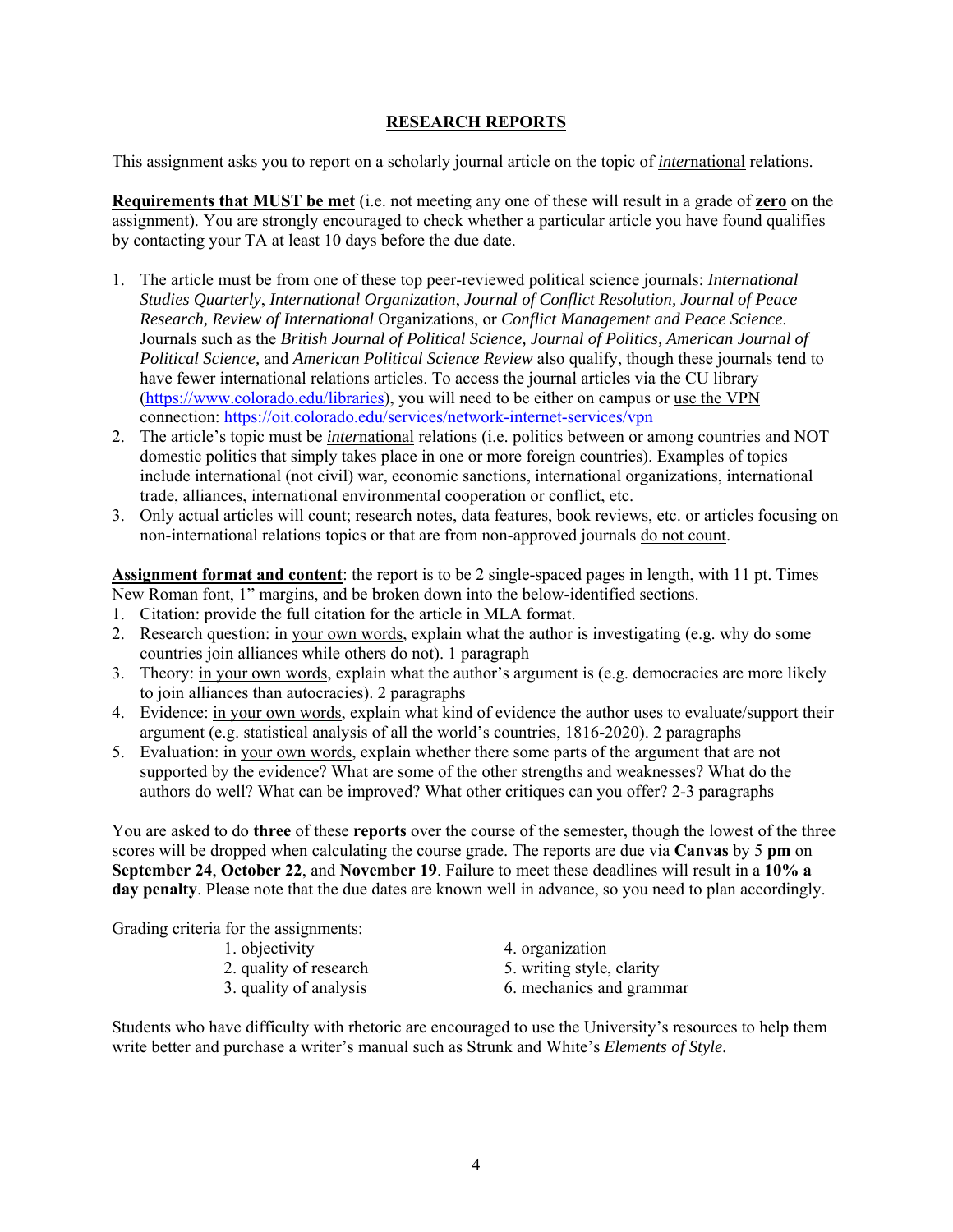## RESEARCH REPORTS

This assignment asks you to report on a scholarly journal article on the topic of ***inter*national** relations.

**Requirements that MUST be met** (i.e. not meeting any one of these will result in a grade of **zero** on the assignment). You are strongly encouraged to check whether a particular article you have found qualifies by contacting your TA at least 10 days before the due date.

1. The article must be from one of these top peer-reviewed political science journals: *International Studies Quarterly*, *International Organization*, *Journal of Conflict Resolution, Journal of Peace Research, Review of International* Organizations, or *Conflict Management and Peace Science*. Journals such as the *British Journal of Political Science, Journal of Politics, American Journal of Political Science,* and *American Political Science Review* also qualify, though these journals tend to have fewer international relations articles. To access the journal articles via the CU library (https://www.colorado.edu/libraries), you will need to be either on campus or use the VPN connection: https://oit.colorado.edu/services/network-internet-services/vpn
2. The article's topic must be ***inter*national** relations (i.e. politics between or among countries and NOT domestic politics that simply takes place in one or more foreign countries). Examples of topics include international (not civil) war, economic sanctions, international organizations, international trade, alliances, international environmental cooperation or conflict, etc.
3. Only actual articles will count; research notes, data features, book reviews, etc. or articles focusing on non-international relations topics or that are from non-approved journals do not count.

**Assignment format and content**: the report is to be 2 single-spaced pages in length, with 11 pt. Times New Roman font, 1" margins, and be broken down into the below-identified sections.

1. Citation: provide the full citation for the article in MLA format.
2. Research question: in your own words, explain what the author is investigating (e.g. why do some countries join alliances while others do not). 1 paragraph
3. Theory: in your own words, explain what the author's argument is (e.g. democracies are more likely to join alliances than autocracies). 2 paragraphs
4. Evidence: in your own words, explain what kind of evidence the author uses to evaluate/support their argument (e.g. statistical analysis of all the world's countries, 1816-2020). 2 paragraphs
5. Evaluation: in your own words, explain whether there some parts of the argument that are not supported by the evidence? What are some of the other strengths and weaknesses? What do the authors do well? What can be improved? What other critiques can you offer? 2-3 paragraphs

You are asked to do **three** of these **reports** over the course of the semester, though the lowest of the three scores will be dropped when calculating the course grade. The reports are due via **Canvas** by 5 **pm** on **September 24**, **October 22**, and **November 19**. Failure to meet these deadlines will result in a **10% a day penalty**. Please note that the due dates are known well in advance, so you need to plan accordingly.

Grading criteria for the assignments:

1. objectivity
2. quality of research
3. quality of analysis
4. organization
5. writing style, clarity
6. mechanics and grammar

Students who have difficulty with rhetoric are encouraged to use the University's resources to help them write better and purchase a writer's manual such as Strunk and White's *Elements of Style*.